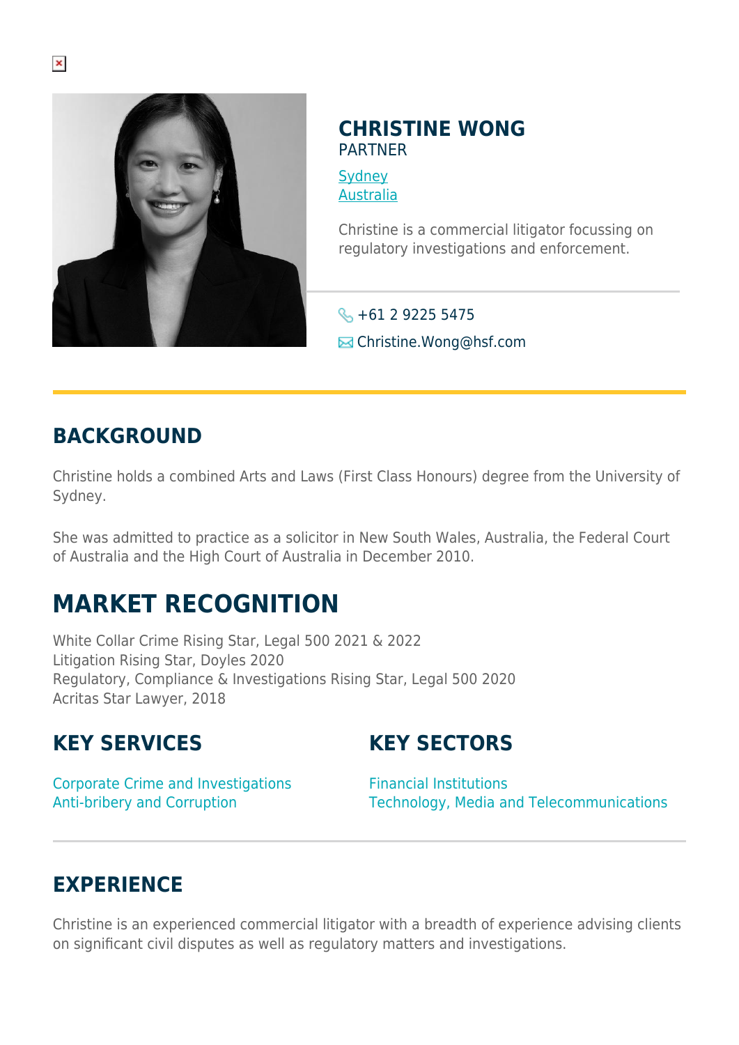# CHRISTINE WONG

PARTNER

[Sydney](#)
[Australia](#)

Christine is a commercial litigator focussing on regulatory investigations and enforcement.

+61 2 9225 5475

Christine.Wong@hsf.com

## BACKGROUND

Christine holds a combined Arts and Laws (First Class Honours) degree from the University of Sydney.

She was admitted to practice as a solicitor in New South Wales, Australia, the Federal Court of Australia and the High Court of Australia in December 2010.

## MARKET RECOGNITION

White Collar Crime Rising Star, Legal 500 2021 & 2022
Litigation Rising Star, Doyles 2020
Regulatory, Compliance & Investigations Rising Star, Legal 500 2020
Acritas Star Lawyer, 2018

## KEY SERVICES

Corporate Crime and Investigations
Anti-bribery and Corruption

## KEY SECTORS

Financial Institutions
Technology, Media and Telecommunications

## EXPERIENCE

Christine is an experienced commercial litigator with a breadth of experience advising clients on significant civil disputes as well as regulatory matters and investigations.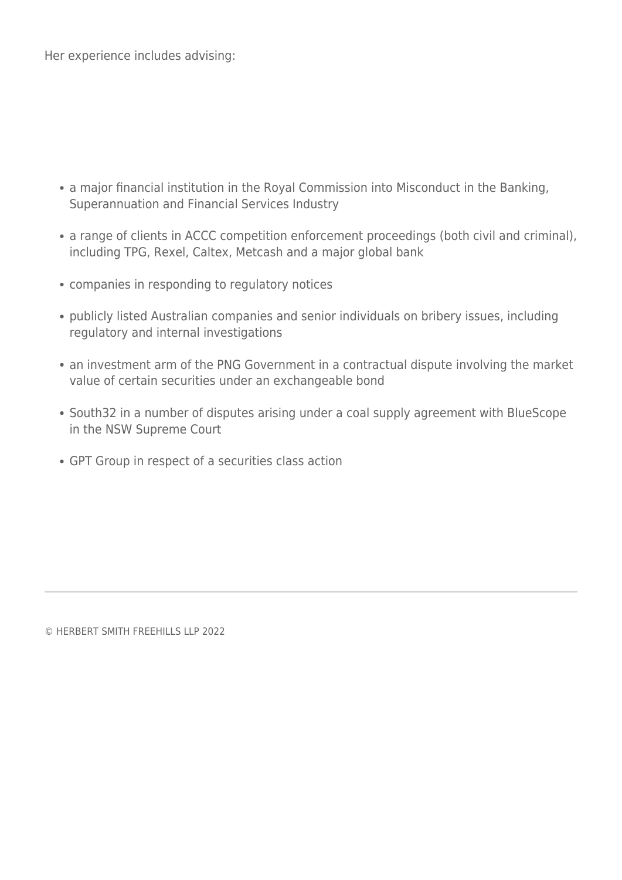Her experience includes advising:

- a major financial institution in the Royal Commission into Misconduct in the Banking, Superannuation and Financial Services Industry
- a range of clients in ACCC competition enforcement proceedings (both civil and criminal), including TPG, Rexel, Caltex, Metcash and a major global bank
- companies in responding to regulatory notices
- publicly listed Australian companies and senior individuals on bribery issues, including regulatory and internal investigations
- an investment arm of the PNG Government in a contractual dispute involving the market value of certain securities under an exchangeable bond
- South32 in a number of disputes arising under a coal supply agreement with BlueScope in the NSW Supreme Court
- GPT Group in respect of a securities class action

© HERBERT SMITH FREEHILLS LLP 2022